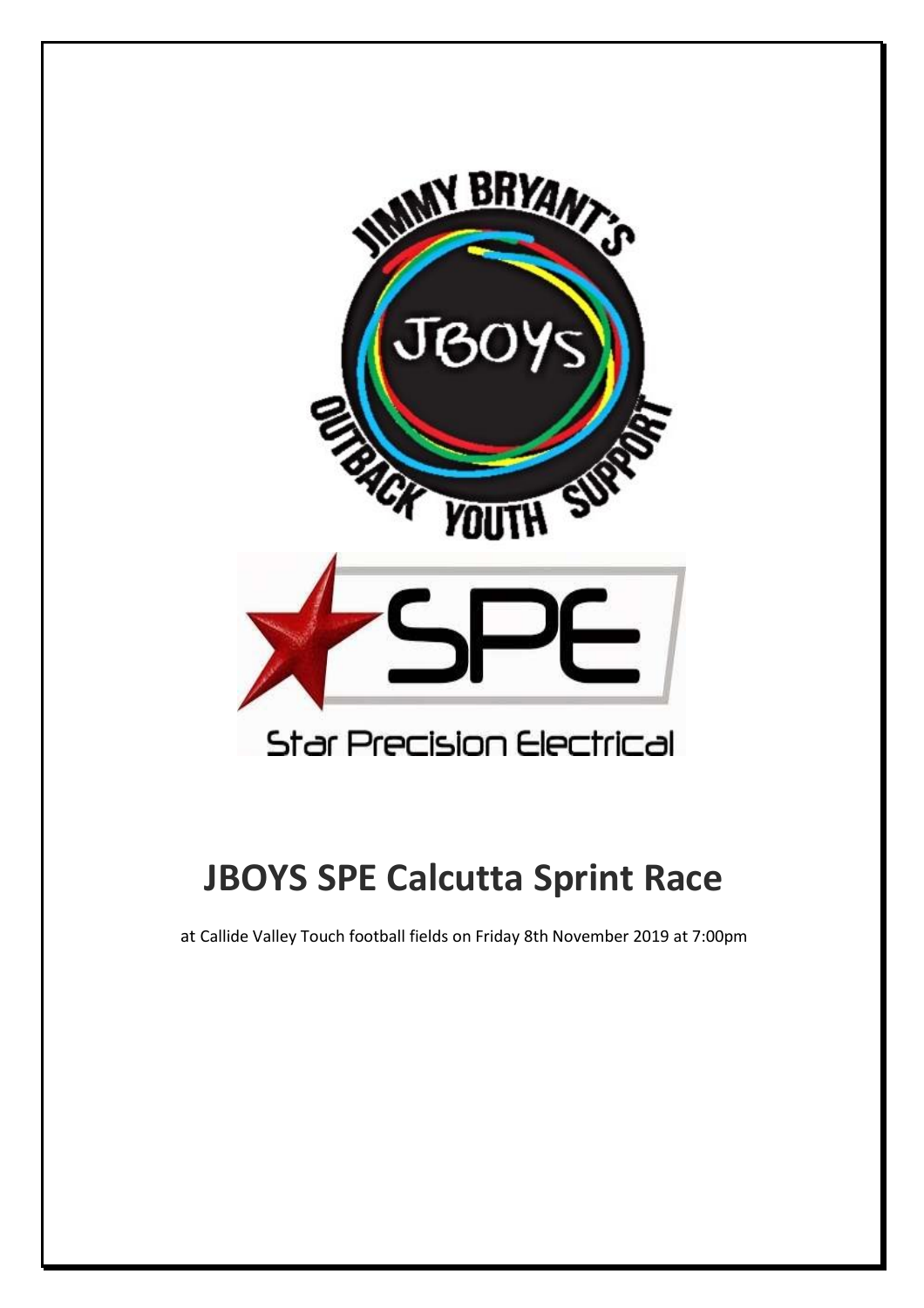# JBOYS SPE Calcutta Sprint Race

at Callide Valley Touch football fields on Friday 8th November 2019 at 7:00pm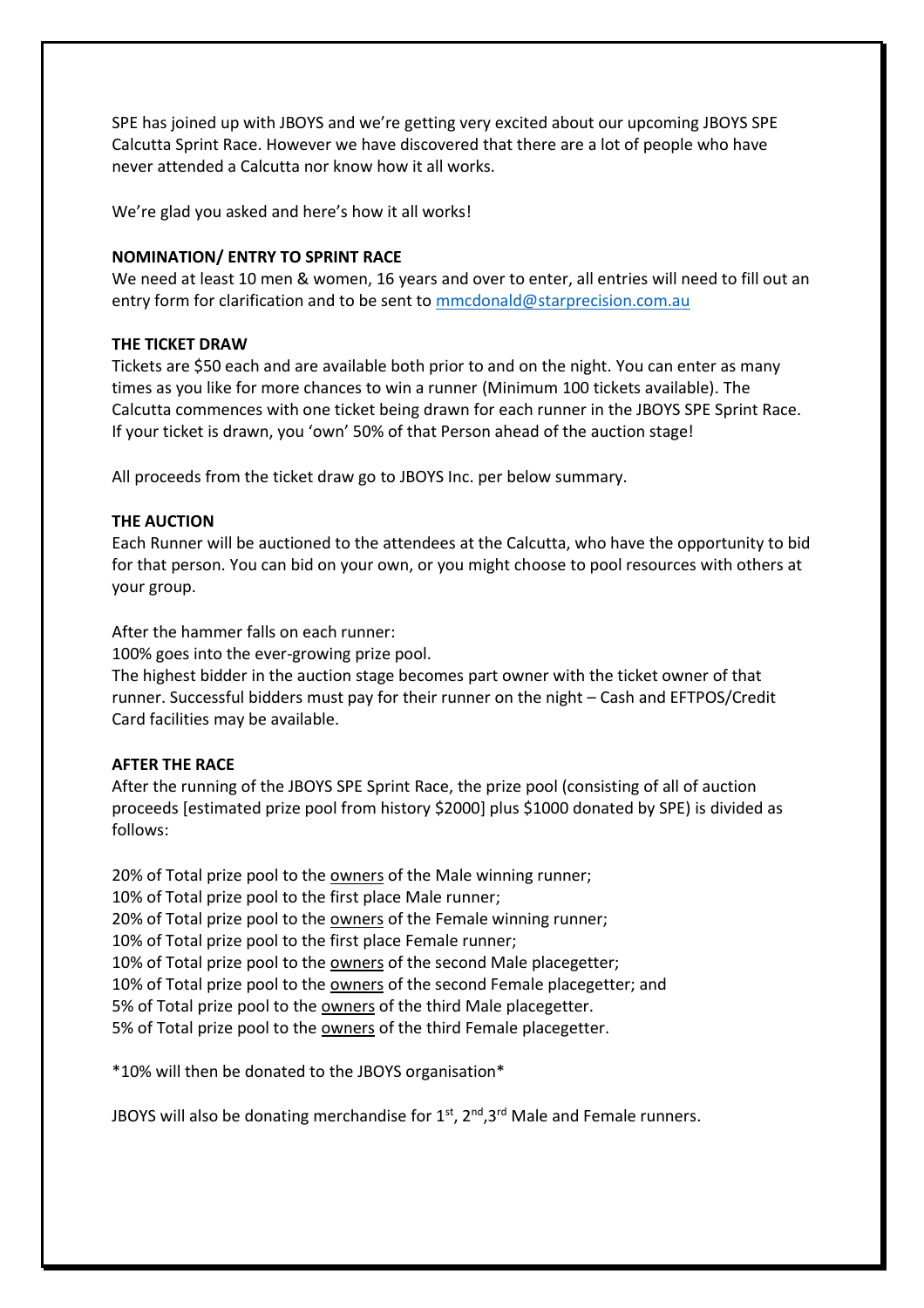SPE has joined up with JBOYS and we're getting very excited about our upcoming JBOYS SPE Calcutta Sprint Race. However we have discovered that there are a lot of people who have never attended a Calcutta nor know how it all works.

We're glad you asked and here's how it all works!

**NOMINATION/ ENTRY TO SPRINT RACE**

We need at least 10 men & women, 16 years and over to enter, all entries will need to fill out an entry form for clarification and to be sent to mmcdonald@starprecision.com.au

**THE TICKET DRAW**

Tickets are $50 each and are available both prior to and on the night. You can enter as many times as you like for more chances to win a runner (Minimum 100 tickets available). The Calcutta commences with one ticket being drawn for each runner in the JBOYS SPE Sprint Race. If your ticket is drawn, you 'own' 50% of that Person ahead of the auction stage!

All proceeds from the ticket draw go to JBOYS Inc. per below summary.

**THE AUCTION**

Each Runner will be auctioned to the attendees at the Calcutta, who have the opportunity to bid for that person. You can bid on your own, or you might choose to pool resources with others at your group.

After the hammer falls on each runner:
100% goes into the ever-growing prize pool.
The highest bidder in the auction stage becomes part owner with the ticket owner of that runner. Successful bidders must pay for their runner on the night – Cash and EFTPOS/Credit Card facilities may be available.

**AFTER THE RACE**

After the running of the JBOYS SPE Sprint Race, the prize pool (consisting of all of auction proceeds [estimated prize pool from history $2000] plus $1000 donated by SPE) is divided as follows:

20% of Total prize pool to the <u>owners</u> of the Male winning runner;
10% of Total prize pool to the first place Male runner;
20% of Total prize pool to the <u>owners</u> of the Female winning runner;
10% of Total prize pool to the first place Female runner;
10% of Total prize pool to the <u>owners</u> of the second Male placegetter;
10% of Total prize pool to the <u>owners</u> of the second Female placegetter; and
5% of Total prize pool to the <u>owners</u> of the third Male placegetter.
5% of Total prize pool to the <u>owners</u> of the third Female placegetter.

*10% will then be donated to the JBOYS organisation*

JBOYS will also be donating merchandise for 1st, 2nd, 3rd Male and Female runners.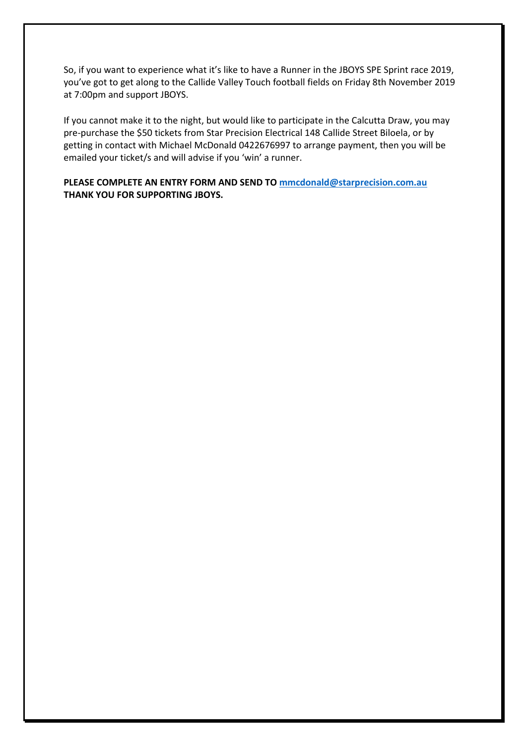So, if you want to experience what it's like to have a Runner in the JBOYS SPE Sprint race 2019, you've got to get along to the Callide Valley Touch football fields on Friday 8th November 2019 at 7:00pm and support JBOYS.

If you cannot make it to the night, but would like to participate in the Calcutta Draw, you may pre-purchase the $50 tickets from Star Precision Electrical 148 Callide Street Biloela, or by getting in contact with Michael McDonald 0422676997 to arrange payment, then you will be emailed your ticket/s and will advise if you 'win' a runner.

**PLEASE COMPLETE AN ENTRY FORM AND SEND TO mmcdonald@starprecision.com.au**
**THANK YOU FOR SUPPORTING JBOYS.**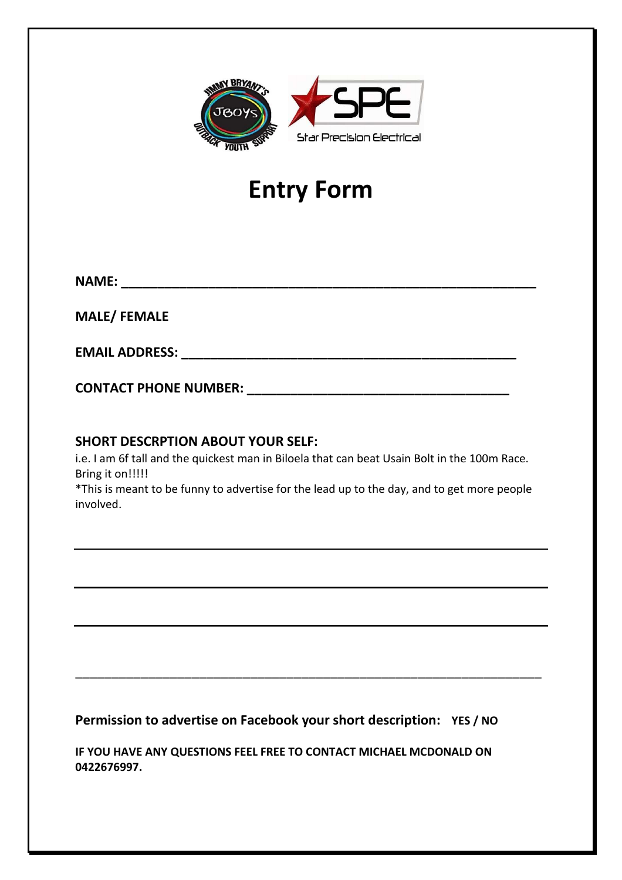# Entry Form

**NAME:** ___________________________________________________________

**MALE/ FEMALE**

**EMAIL ADDRESS:** _______________________________________________

**CONTACT PHONE NUMBER:** ________________________________________

**SHORT DESCRPTION ABOUT YOUR SELF:**

i.e. I am 6f tall and the quickest man in Biloela that can beat Usain Bolt in the 100m Race. Bring it on!!!!!

*This is meant to be funny to advertise for the lead up to the day, and to get more people involved.

___________________________________________________________________

___________________________________________________________________

___________________________________________________________________

___________________________________________________________________

**Permission to advertise on Facebook your short description: YES / NO**

**IF YOU HAVE ANY QUESTIONS FEEL FREE TO CONTACT MICHAEL MCDONALD ON 0422676997.**